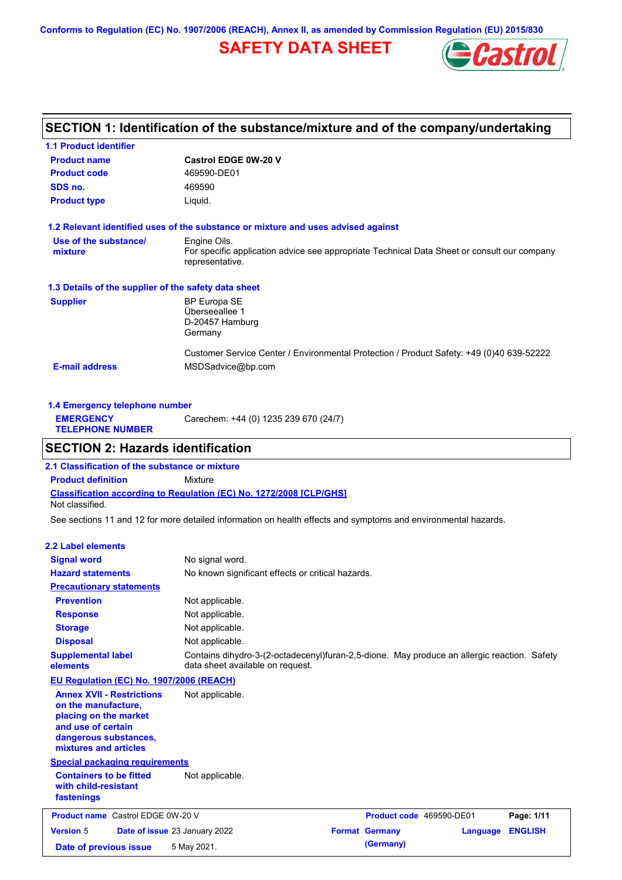Conforms to Regulation (EC) No. 1907/2006 (REACH), Annex II, as amended by Commission Regulation (EU) 2015/830

# SAFETY DATA SHEET

## SECTION 1: Identification of the substance/mixture and of the company/undertaking

### 1.1 Product identifier

| | |
|---|---|
| **Product name** | **Castrol EDGE 0W-20 V** |
| **Product code** | 469590-DE01 |
| **SDS no.** | 469590 |
| **Product type** | Liquid. |

### 1.2 Relevant identified uses of the substance or mixture and uses advised against

| | |
|---|---|
| **Use of the substance/ mixture** | Engine Oils. For specific application advice see appropriate Technical Data Sheet or consult our company representative. |

### 1.3 Details of the supplier of the safety data sheet

| | |
|---|---|
| **Supplier** | BP Europa SE<br>Überseeallee 1<br>D-20457 Hamburg<br>Germany<br><br>Customer Service Center / Environmental Protection / Product Safety: +49 (0)40 639-52222 |
| **E-mail address** | MSDSadvice@bp.com |

### 1.4 Emergency telephone number

| | |
|---|---|
| **EMERGENCY TELEPHONE NUMBER** | Carechem: +44 (0) 1235 239 670 (24/7) |

## SECTION 2: Hazards identification

### 2.1 Classification of the substance or mixture

**Product definition** Mixture

**Classification according to Regulation (EC) No. 1272/2008 [CLP/GHS]**

Not classified.

See sections 11 and 12 for more detailed information on health effects and symptoms and environmental hazards.

### 2.2 Label elements

| | |
|---|---|
| **Signal word** | No signal word. |
| **Hazard statements** | No known significant effects or critical hazards. |
| **Precautionary statements** | |
| **Prevention** | Not applicable. |
| **Response** | Not applicable. |
| **Storage** | Not applicable. |
| **Disposal** | Not applicable. |
| **Supplemental label elements** | Contains dihydro-3-(2-octadecenyl)furan-2,5-dione. May produce an allergic reaction. Safety data sheet available on request. |

**EU Regulation (EC) No. 1907/2006 (REACH)**

| | |
|---|---|
| **Annex XVII - Restrictions on the manufacture, placing on the market and use of certain dangerous substances, mixtures and articles** | Not applicable. |

**Special packaging requirements**

| | |
|---|---|
| **Containers to be fitted with child-resistant fastenings** | Not applicable. |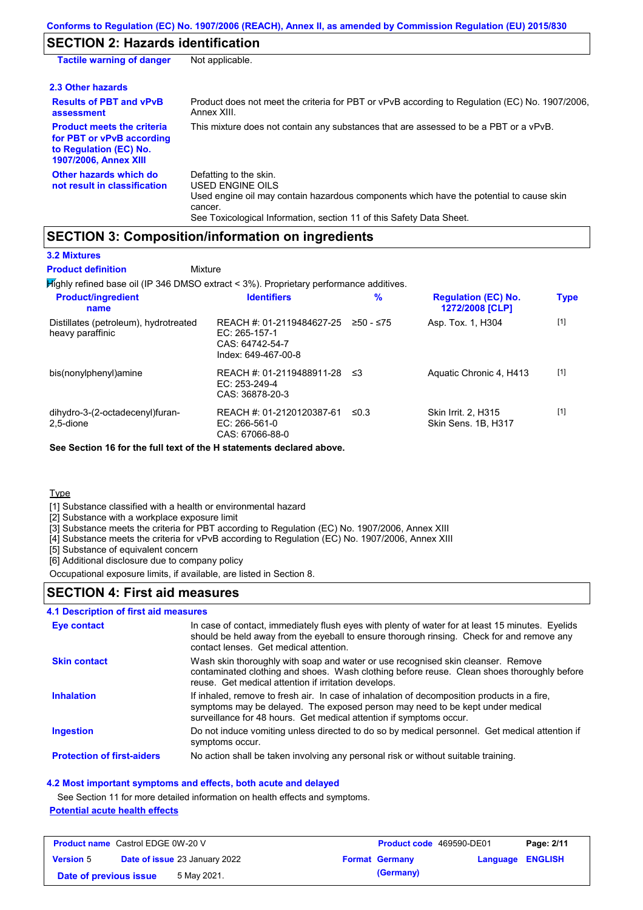## SECTION 2: Hazards identification

| | |
|---|---|
| **Tactile warning of danger** | Not applicable. |

### 2.3 Other hazards

| | |
|---|---|
| **Results of PBT and vPvB assessment** | Product does not meet the criteria for PBT or vPvB according to Regulation (EC) No. 1907/2006, Annex XIII. |
| **Product meets the criteria for PBT or vPvB according to Regulation (EC) No. 1907/2006, Annex XIII** | This mixture does not contain any substances that are assessed to be a PBT or a vPvB. |
| **Other hazards which do not result in classification** | Defatting to the skin.<br>USED ENGINE OILS<br>Used engine oil may contain hazardous components which have the potential to cause skin cancer.<br>See Toxicological Information, section 11 of this Safety Data Sheet. |

## SECTION 3: Composition/information on ingredients

### 3.2 Mixtures

**Product definition** Mixture

Highly refined base oil (IP 346 DMSO extract < 3%). Proprietary performance additives.

| Product/ingredient name | Identifiers | % | Regulation (EC) No. 1272/2008 [CLP] | Type |
|---|---|---|---|---|
| Distillates (petroleum), hydrotreated heavy paraffinic | REACH #: 01-2119484627-25<br>EC: 265-157-1<br>CAS: 64742-54-7<br>Index: 649-467-00-8 | ≥50 - ≤75 | Asp. Tox. 1, H304 | [1] |
| bis(nonylphenyl)amine | REACH #: 01-2119488911-28<br>EC: 253-249-4<br>CAS: 36878-20-3 | ≤3 | Aquatic Chronic 4, H413 | [1] |
| dihydro-3-(2-octadecenyl)furan-2,5-dione | REACH #: 01-2120120387-61<br>EC: 266-561-0<br>CAS: 67066-88-0 | ≤0.3 | Skin Irrit. 2, H315<br>Skin Sens. 1B, H317 | [1] |

**See Section 16 for the full text of the H statements declared above.**

Type

[1] Substance classified with a health or environmental hazard
[2] Substance with a workplace exposure limit
[3] Substance meets the criteria for PBT according to Regulation (EC) No. 1907/2006, Annex XIII
[4] Substance meets the criteria for vPvB according to Regulation (EC) No. 1907/2006, Annex XIII
[5] Substance of equivalent concern
[6] Additional disclosure due to company policy

Occupational exposure limits, if available, are listed in Section 8.

## SECTION 4: First aid measures

### 4.1 Description of first aid measures

| | |
|---|---|
| **Eye contact** | In case of contact, immediately flush eyes with plenty of water for at least 15 minutes. Eyelids should be held away from the eyeball to ensure thorough rinsing. Check for and remove any contact lenses. Get medical attention. |
| **Skin contact** | Wash skin thoroughly with soap and water or use recognised skin cleanser. Remove contaminated clothing and shoes. Wash clothing before reuse. Clean shoes thoroughly before reuse. Get medical attention if irritation develops. |
| **Inhalation** | If inhaled, remove to fresh air. In case of inhalation of decomposition products in a fire, symptoms may be delayed. The exposed person may need to be kept under medical surveillance for 48 hours. Get medical attention if symptoms occur. |
| **Ingestion** | Do not induce vomiting unless directed to do so by medical personnel. Get medical attention if symptoms occur. |
| **Protection of first-aiders** | No action shall be taken involving any personal risk or without suitable training. |

### 4.2 Most important symptoms and effects, both acute and delayed

See Section 11 for more detailed information on health effects and symptoms.

**Potential acute health effects**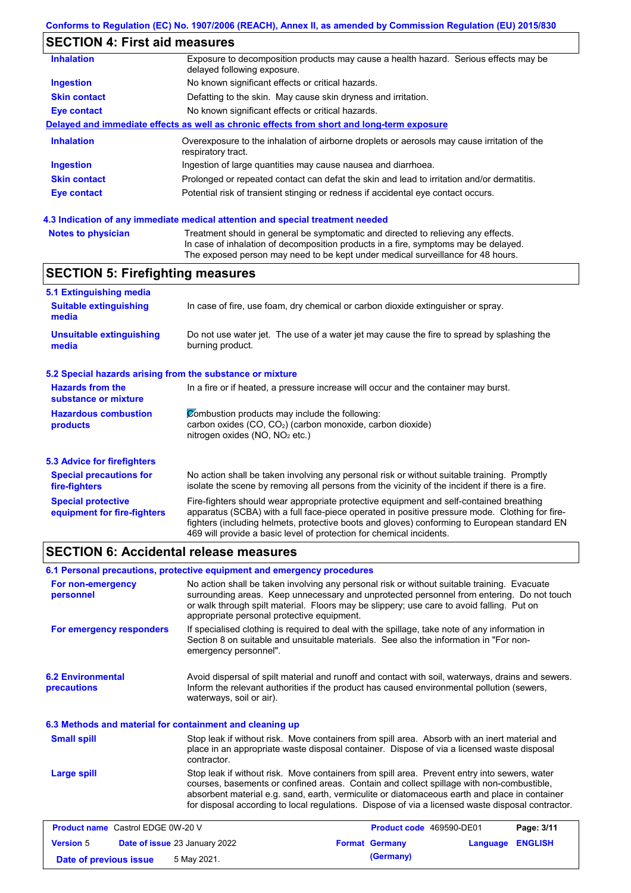## SECTION 4: First aid measures

| | |
|---|---|
| **Inhalation** | Exposure to decomposition products may cause a health hazard. Serious effects may be delayed following exposure. |
| **Ingestion** | No known significant effects or critical hazards. |
| **Skin contact** | Defatting to the skin. May cause skin dryness and irritation. |
| **Eye contact** | No known significant effects or critical hazards. |

**Delayed and immediate effects as well as chronic effects from short and long-term exposure**

| | |
|---|---|
| **Inhalation** | Overexposure to the inhalation of airborne droplets or aerosols may cause irritation of the respiratory tract. |
| **Ingestion** | Ingestion of large quantities may cause nausea and diarrhoea. |
| **Skin contact** | Prolonged or repeated contact can defat the skin and lead to irritation and/or dermatitis. |
| **Eye contact** | Potential risk of transient stinging or redness if accidental eye contact occurs. |

### 4.3 Indication of any immediate medical attention and special treatment needed

| | |
|---|---|
| **Notes to physician** | Treatment should in general be symptomatic and directed to relieving any effects. In case of inhalation of decomposition products in a fire, symptoms may be delayed. The exposed person may need to be kept under medical surveillance for 48 hours. |

## SECTION 5: Firefighting measures

### 5.1 Extinguishing media

| | |
|---|---|
| **Suitable extinguishing media** | In case of fire, use foam, dry chemical or carbon dioxide extinguisher or spray. |
| **Unsuitable extinguishing media** | Do not use water jet. The use of a water jet may cause the fire to spread by splashing the burning product. |

### 5.2 Special hazards arising from the substance or mixture

| | |
|---|---|
| **Hazards from the substance or mixture** | In a fire or if heated, a pressure increase will occur and the container may burst. |
| **Hazardous combustion products** | Combustion products may include the following: carbon oxides (CO, $CO_2$) (carbon monoxide, carbon dioxide) nitrogen oxides (NO, $NO_2$ etc.) |

### 5.3 Advice for firefighters

| | |
|---|---|
| **Special precautions for fire-fighters** | No action shall be taken involving any personal risk or without suitable training. Promptly isolate the scene by removing all persons from the vicinity of the incident if there is a fire. |
| **Special protective equipment for fire-fighters** | Fire-fighters should wear appropriate protective equipment and self-contained breathing apparatus (SCBA) with a full face-piece operated in positive pressure mode. Clothing for fire-fighters (including helmets, protective boots and gloves) conforming to European standard EN 469 will provide a basic level of protection for chemical incidents. |

## SECTION 6: Accidental release measures

### 6.1 Personal precautions, protective equipment and emergency procedures

| | |
|---|---|
| **For non-emergency personnel** | No action shall be taken involving any personal risk or without suitable training. Evacuate surrounding areas. Keep unnecessary and unprotected personnel from entering. Do not touch or walk through spilt material. Floors may be slippery; use care to avoid falling. Put on appropriate personal protective equipment. |
| **For emergency responders** | If specialised clothing is required to deal with the spillage, take note of any information in Section 8 on suitable and unsuitable materials. See also the information in "For non-emergency personnel". |

| | |
|---|---|
| **6.2 Environmental precautions** | Avoid dispersal of spilt material and runoff and contact with soil, waterways, drains and sewers. Inform the relevant authorities if the product has caused environmental pollution (sewers, waterways, soil or air). |

### 6.3 Methods and material for containment and cleaning up

| | |
|---|---|
| **Small spill** | Stop leak if without risk. Move containers from spill area. Absorb with an inert material and place in an appropriate waste disposal container. Dispose of via a licensed waste disposal contractor. |
| **Large spill** | Stop leak if without risk. Move containers from spill area. Prevent entry into sewers, water courses, basements or confined areas. Contain and collect spillage with non-combustible, absorbent material e.g. sand, earth, vermiculite or diatomaceous earth and place in container for disposal according to local regulations. Dispose of via a licensed waste disposal contractor. |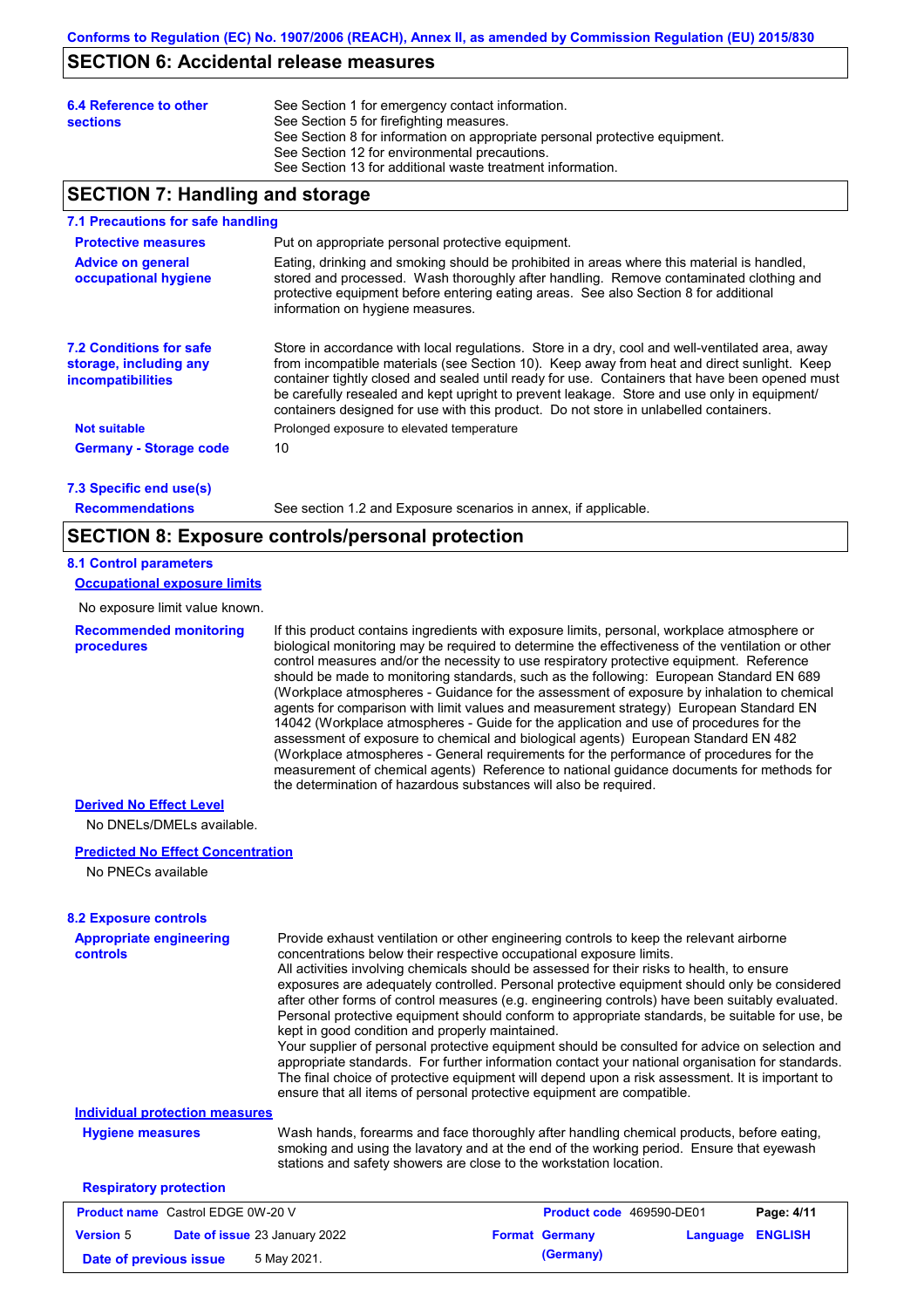## SECTION 6: Accidental release measures

**6.4 Reference to other sections**

See Section 1 for emergency contact information.
See Section 5 for firefighting measures.
See Section 8 for information on appropriate personal protective equipment.
See Section 12 for environmental precautions.
See Section 13 for additional waste treatment information.

## SECTION 7: Handling and storage

### 7.1 Precautions for safe handling

**Protective measures**

Put on appropriate personal protective equipment.

**Advice on general occupational hygiene**

Eating, drinking and smoking should be prohibited in areas where this material is handled, stored and processed. Wash thoroughly after handling. Remove contaminated clothing and protective equipment before entering eating areas. See also Section 8 for additional information on hygiene measures.

### 7.2 Conditions for safe storage, including any incompatibilities

Store in accordance with local regulations. Store in a dry, cool and well-ventilated area, away from incompatible materials (see Section 10). Keep away from heat and direct sunlight. Keep container tightly closed and sealed until ready for use. Containers that have been opened must be carefully resealed and kept upright to prevent leakage. Store and use only in equipment/ containers designed for use with this product. Do not store in unlabelled containers.

**Not suitable**

Prolonged exposure to elevated temperature

**Germany - Storage code**

10

### 7.3 Specific end use(s)

**Recommendations**

See section 1.2 and Exposure scenarios in annex, if applicable.

## SECTION 8: Exposure controls/personal protection

### 8.1 Control parameters

**Occupational exposure limits**

No exposure limit value known.

**Recommended monitoring procedures**

If this product contains ingredients with exposure limits, personal, workplace atmosphere or biological monitoring may be required to determine the effectiveness of the ventilation or other control measures and/or the necessity to use respiratory protective equipment. Reference should be made to monitoring standards, such as the following: European Standard EN 689 (Workplace atmospheres - Guidance for the assessment of exposure by inhalation to chemical agents for comparison with limit values and measurement strategy) European Standard EN 14042 (Workplace atmospheres - Guide for the application and use of procedures for the assessment of exposure to chemical and biological agents) European Standard EN 482 (Workplace atmospheres - General requirements for the performance of procedures for the measurement of chemical agents) Reference to national guidance documents for methods for the determination of hazardous substances will also be required.

**Derived No Effect Level**

No DNELs/DMELs available.

**Predicted No Effect Concentration**

No PNECs available

### 8.2 Exposure controls

**Appropriate engineering controls**

Provide exhaust ventilation or other engineering controls to keep the relevant airborne concentrations below their respective occupational exposure limits.
All activities involving chemicals should be assessed for their risks to health, to ensure exposures are adequately controlled. Personal protective equipment should only be considered after other forms of control measures (e.g. engineering controls) have been suitably evaluated. Personal protective equipment should conform to appropriate standards, be suitable for use, be kept in good condition and properly maintained.
Your supplier of personal protective equipment should be consulted for advice on selection and appropriate standards. For further information contact your national organisation for standards. The final choice of protective equipment will depend upon a risk assessment. It is important to ensure that all items of personal protective equipment are compatible.

**Individual protection measures**

**Hygiene measures**

Wash hands, forearms and face thoroughly after handling chemical products, before eating, smoking and using the lavatory and at the end of the working period. Ensure that eyewash stations and safety showers are close to the workstation location.

**Respiratory protection**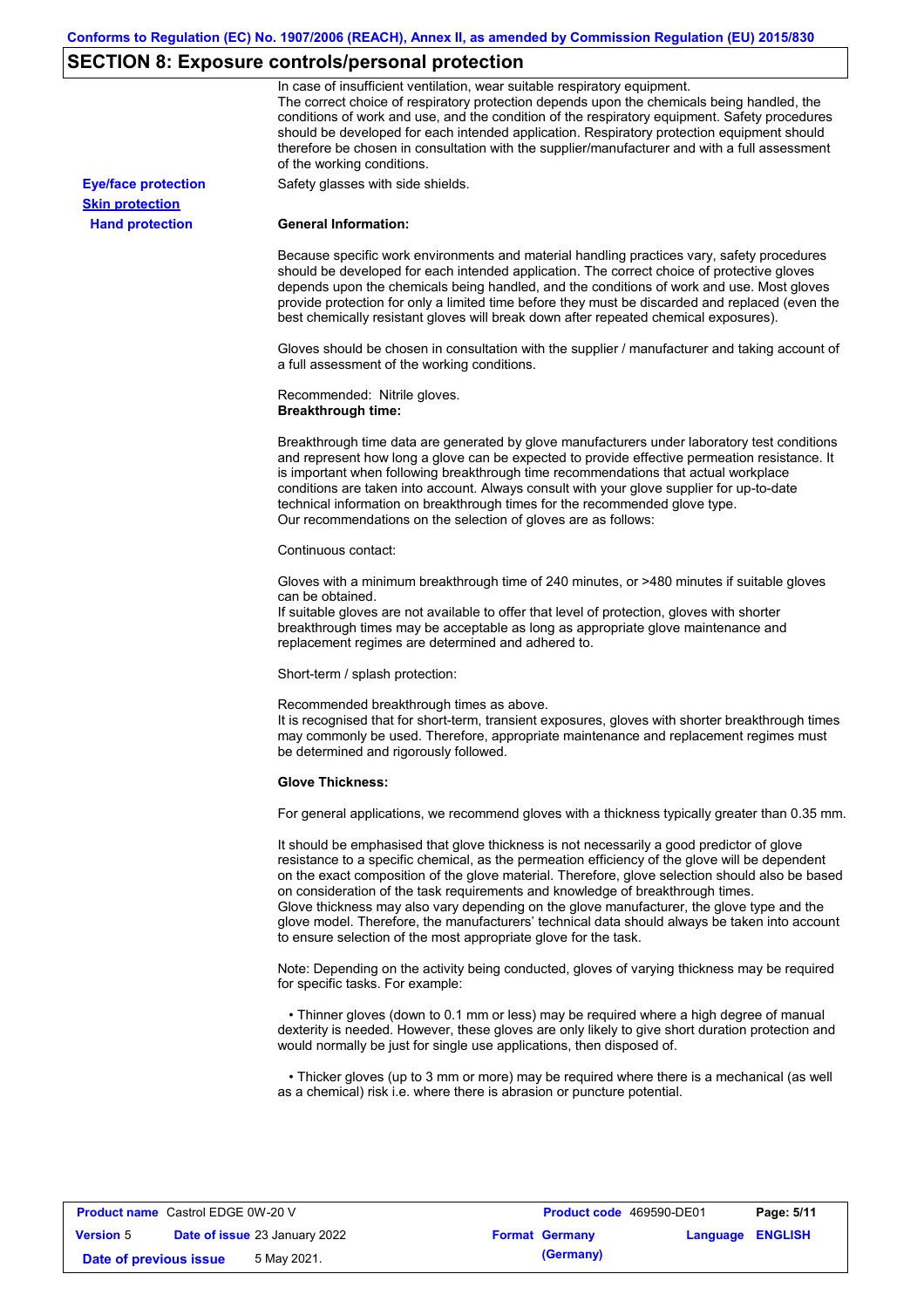## SECTION 8: Exposure controls/personal protection

In case of insufficient ventilation, wear suitable respiratory equipment.
The correct choice of respiratory protection depends upon the chemicals being handled, the conditions of work and use, and the condition of the respiratory equipment. Safety procedures should be developed for each intended application. Respiratory protection equipment should therefore be chosen in consultation with the supplier/manufacturer and with a full assessment of the working conditions.

**Eye/face protection** Safety glasses with side shields.

**Skin protection**

**Hand protection**

**General Information:**

Because specific work environments and material handling practices vary, safety procedures should be developed for each intended application. The correct choice of protective gloves depends upon the chemicals being handled, and the conditions of work and use. Most gloves provide protection for only a limited time before they must be discarded and replaced (even the best chemically resistant gloves will break down after repeated chemical exposures).

Gloves should be chosen in consultation with the supplier / manufacturer and taking account of a full assessment of the working conditions.

Recommended: Nitrile gloves.
**Breakthrough time:**

Breakthrough time data are generated by glove manufacturers under laboratory test conditions and represent how long a glove can be expected to provide effective permeation resistance. It is important when following breakthrough time recommendations that actual workplace conditions are taken into account. Always consult with your glove supplier for up-to-date technical information on breakthrough times for the recommended glove type.
Our recommendations on the selection of gloves are as follows:

Continuous contact:

Gloves with a minimum breakthrough time of 240 minutes, or >480 minutes if suitable gloves can be obtained.
If suitable gloves are not available to offer that level of protection, gloves with shorter breakthrough times may be acceptable as long as appropriate glove maintenance and replacement regimes are determined and adhered to.

Short-term / splash protection:

Recommended breakthrough times as above.
It is recognised that for short-term, transient exposures, gloves with shorter breakthrough times may commonly be used. Therefore, appropriate maintenance and replacement regimes must be determined and rigorously followed.

**Glove Thickness:**

For general applications, we recommend gloves with a thickness typically greater than 0.35 mm.

It should be emphasised that glove thickness is not necessarily a good predictor of glove resistance to a specific chemical, as the permeation efficiency of the glove will be dependent on the exact composition of the glove material. Therefore, glove selection should also be based on consideration of the task requirements and knowledge of breakthrough times.
Glove thickness may also vary depending on the glove manufacturer, the glove type and the glove model. Therefore, the manufacturers' technical data should always be taken into account to ensure selection of the most appropriate glove for the task.

Note: Depending on the activity being conducted, gloves of varying thickness may be required for specific tasks. For example:

- Thinner gloves (down to 0.1 mm or less) may be required where a high degree of manual dexterity is needed. However, these gloves are only likely to give short duration protection and would normally be just for single use applications, then disposed of.

- Thicker gloves (up to 3 mm or more) may be required where there is a mechanical (as well as a chemical) risk i.e. where there is abrasion or puncture potential.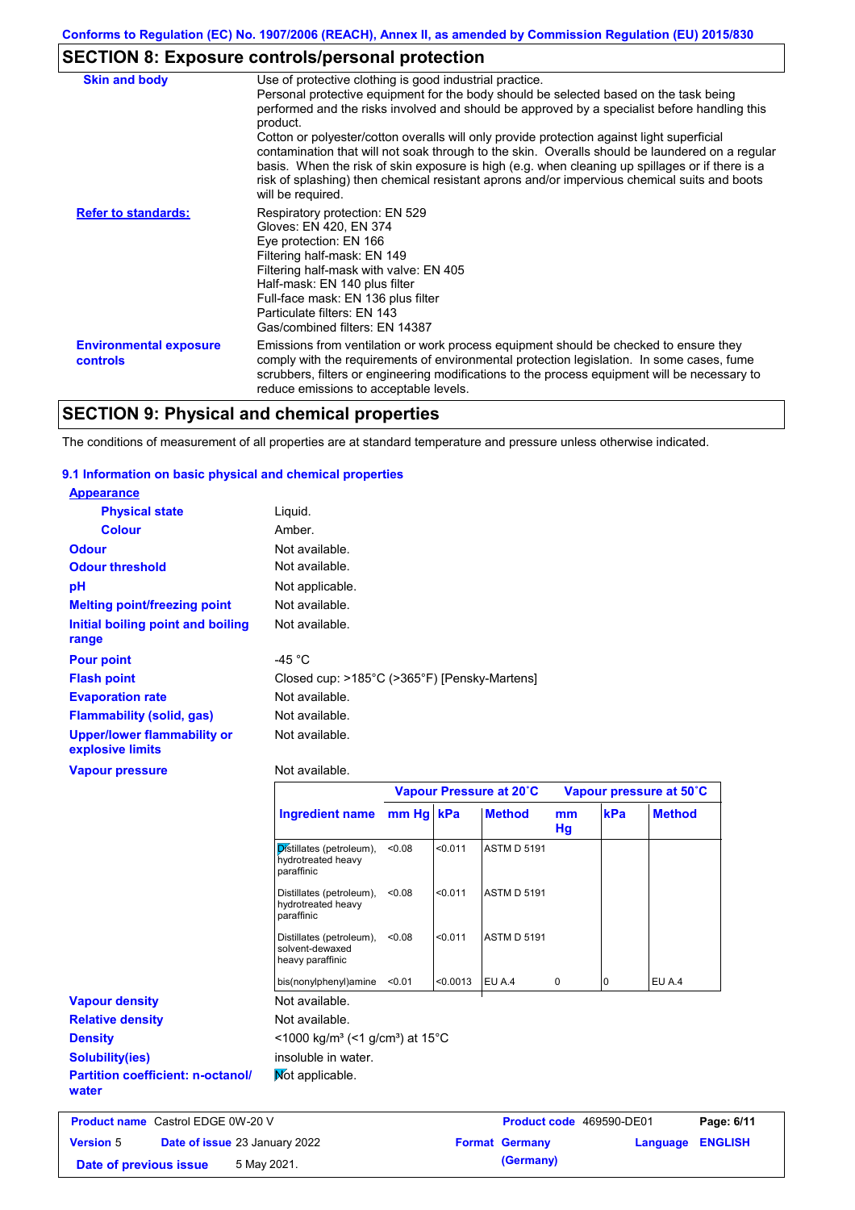Conforms to Regulation (EC) No. 1907/2006 (REACH), Annex II, as amended by Commission Regulation (EU) 2015/830

## SECTION 8: Exposure controls/personal protection

| | |
|---|---|
| **Skin and body** | Use of protective clothing is good industrial practice. Personal protective equipment for the body should be selected based on the task being performed and the risks involved and should be approved by a specialist before handling this product. Cotton or polyester/cotton overalls will only provide protection against light superficial contamination that will not soak through to the skin. Overalls should be laundered on a regular basis. When the risk of skin exposure is high (e.g. when cleaning up spillages or if there is a risk of splashing) then chemical resistant aprons and/or impervious chemical suits and boots will be required. |
| **Refer to standards:** | Respiratory protection: EN 529<br>Gloves: EN 420, EN 374<br>Eye protection: EN 166<br>Filtering half-mask: EN 149<br>Filtering half-mask with valve: EN 405<br>Half-mask: EN 140 plus filter<br>Full-face mask: EN 136 plus filter<br>Particulate filters: EN 143<br>Gas/combined filters: EN 14387 |
| **Environmental exposure controls** | Emissions from ventilation or work process equipment should be checked to ensure they comply with the requirements of environmental protection legislation. In some cases, fume scrubbers, filters or engineering modifications to the process equipment will be necessary to reduce emissions to acceptable levels. |

## SECTION 9: Physical and chemical properties

The conditions of measurement of all properties are at standard temperature and pressure unless otherwise indicated.

### 9.1 Information on basic physical and chemical properties

**Appearance**

| | |
|---|---|
| **Physical state** | Liquid. |
| **Colour** | Amber. |
| **Odour** | Not available. |
| **Odour threshold** | Not available. |
| **pH** | Not applicable. |
| **Melting point/freezing point** | Not available. |
| **Initial boiling point and boiling range** | Not available. |
| **Pour point** | -45 °C |
| **Flash point** | Closed cup: >185°C (>365°F) [Pensky-Martens] |
| **Evaporation rate** | Not available. |
| **Flammability (solid, gas)** | Not available. |
| **Upper/lower flammability or explosive limits** | Not available. |
| **Vapour pressure** | Not available. |

| Ingredient name | Vapour Pressure at 20˚C | | | Vapour pressure at 50˚C | | |
|---|---|---|---|---|---|---|
| | mm Hg | kPa | Method | mm Hg | kPa | Method |
| Distillates (petroleum), hydrotreated heavy paraffinic | <0.08 | <0.011 | ASTM D 5191 | | | |
| Distillates (petroleum), hydrotreated heavy paraffinic | <0.08 | <0.011 | ASTM D 5191 | | | |
| Distillates (petroleum), solvent-dewaxed heavy paraffinic | <0.08 | <0.011 | ASTM D 5191 | | | |
| bis(nonylphenyl)amine | <0.01 | <0.0013 | EU A.4 | 0 | 0 | EU A.4 |

| | |
|---|---|
| **Vapour density** | Not available. |
| **Relative density** | Not available. |
| **Density** | <1000 kg/m³ (<1 g/cm³) at 15°C |
| **Solubility(ies)** | insoluble in water. |
| **Partition coefficient: n-octanol/water** | Not applicable. |

| | | | |
|---|---|---|---|
| **Product name** Castrol EDGE 0W-20 V | | **Product code** 469590-DE01 | |
| **Version** 5 | **Date of issue** 23 January 2022 | **Format** Germany (Germany) | **Language** ENGLISH |
| **Date of previous issue** 5 May 2021. | | | |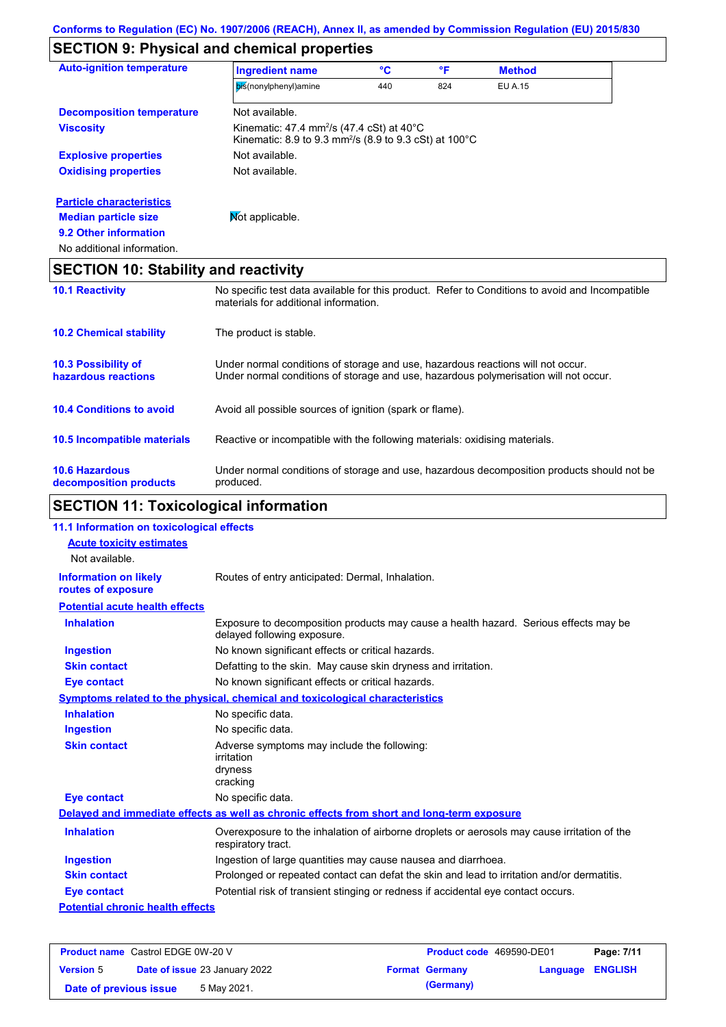## SECTION 9: Physical and chemical properties

**Auto-ignition temperature**

| Ingredient name | °C | °F | Method |
|---|---|---|---|
| bis(nonylphenyl)amine | 440 | 824 | EU A.15 |

**Decomposition temperature** Not available.

**Viscosity** Kinematic: 47.4 $mm^2/s$ (47.4 cSt) at 40°C
Kinematic: 8.9 to 9.3 $mm^2/s$ (8.9 to 9.3 cSt) at 100°C

**Explosive properties** Not available.

**Oxidising properties** Not available.

**Particle characteristics**

**Median particle size** Not applicable.

**9.2 Other information**

No additional information.

## SECTION 10: Stability and reactivity

**10.1 Reactivity** No specific test data available for this product. Refer to Conditions to avoid and Incompatible materials for additional information.

**10.2 Chemical stability** The product is stable.

**10.3 Possibility of hazardous reactions** Under normal conditions of storage and use, hazardous reactions will not occur.
Under normal conditions of storage and use, hazardous polymerisation will not occur.

**10.4 Conditions to avoid** Avoid all possible sources of ignition (spark or flame).

**10.5 Incompatible materials** Reactive or incompatible with the following materials: oxidising materials.

**10.6 Hazardous decomposition products** Under normal conditions of storage and use, hazardous decomposition products should not be produced.

## SECTION 11: Toxicological information

**11.1 Information on toxicological effects**

**Acute toxicity estimates**

Not available.

**Information on likely routes of exposure** Routes of entry anticipated: Dermal, Inhalation.

**Potential acute health effects**

**Inhalation** Exposure to decomposition products may cause a health hazard. Serious effects may be delayed following exposure.

**Ingestion** No known significant effects or critical hazards.

**Skin contact** Defatting to the skin. May cause skin dryness and irritation.

**Eye contact** No known significant effects or critical hazards.

**Symptoms related to the physical, chemical and toxicological characteristics**

**Inhalation** No specific data.

**Ingestion** No specific data.

**Skin contact** Adverse symptoms may include the following:
irritation
dryness
cracking

**Eye contact** No specific data.

**Delayed and immediate effects as well as chronic effects from short and long-term exposure**

**Inhalation** Overexposure to the inhalation of airborne droplets or aerosols may cause irritation of the respiratory tract.

**Ingestion** Ingestion of large quantities may cause nausea and diarrhoea.

**Skin contact** Prolonged or repeated contact can defat the skin and lead to irritation and/or dermatitis.

**Eye contact** Potential risk of transient stinging or redness if accidental eye contact occurs.

**Potential chronic health effects**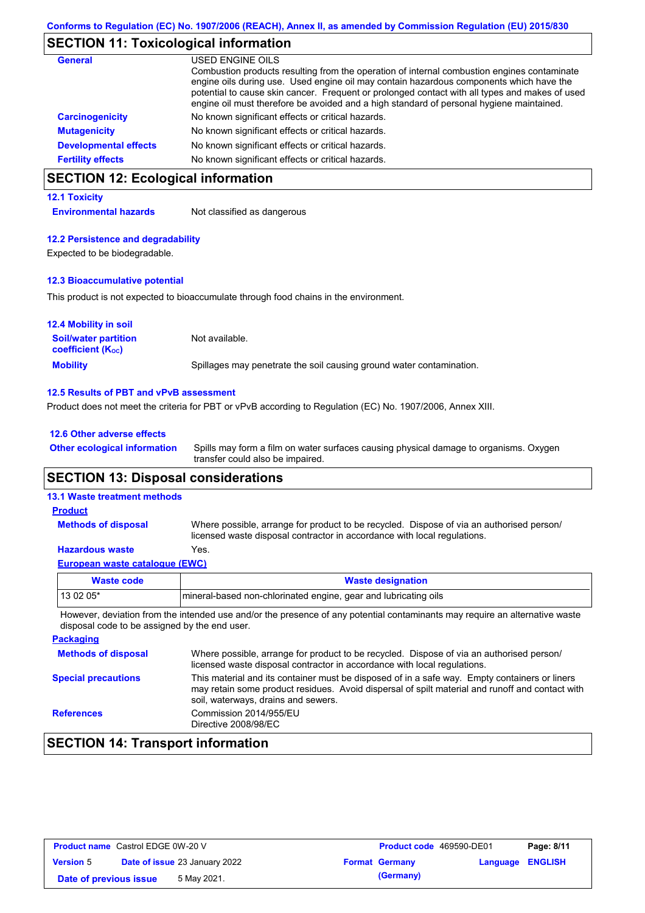## SECTION 11: Toxicological information

**General**

USED ENGINE OILS

Combustion products resulting from the operation of internal combustion engines contaminate engine oils during use. Used engine oil may contain hazardous components which have the potential to cause skin cancer. Frequent or prolonged contact with all types and makes of used engine oil must therefore be avoided and a high standard of personal hygiene maintained.

**Carcinogenicity** No known significant effects or critical hazards.

**Mutagenicity** No known significant effects or critical hazards.

**Developmental effects** No known significant effects or critical hazards.

**Fertility effects** No known significant effects or critical hazards.

## SECTION 12: Ecological information

### 12.1 Toxicity

**Environmental hazards** Not classified as dangerous

### 12.2 Persistence and degradability

Expected to be biodegradable.

### 12.3 Bioaccumulative potential

This product is not expected to bioaccumulate through food chains in the environment.

### 12.4 Mobility in soil

**Soil/water partition coefficient ($K_{OC}$)** Not available.

**Mobility** Spillages may penetrate the soil causing ground water contamination.

### 12.5 Results of PBT and vPvB assessment

Product does not meet the criteria for PBT or vPvB according to Regulation (EC) No. 1907/2006, Annex XIII.

### 12.6 Other adverse effects

**Other ecological information** Spills may form a film on water surfaces causing physical damage to organisms. Oxygen transfer could also be impaired.

## SECTION 13: Disposal considerations

### 13.1 Waste treatment methods

**Product**

**Methods of disposal** Where possible, arrange for product to be recycled. Dispose of via an authorised person/ licensed waste disposal contractor in accordance with local regulations.

**Hazardous waste** Yes.

**European waste catalogue (EWC)**

| Waste code | Waste designation |
|---|---|
| 13 02 05* | mineral-based non-chlorinated engine, gear and lubricating oils |

However, deviation from the intended use and/or the presence of any potential contaminants may require an alternative waste disposal code to be assigned by the end user.

**Packaging**

**Methods of disposal** Where possible, arrange for product to be recycled. Dispose of via an authorised person/ licensed waste disposal contractor in accordance with local regulations.

**Special precautions** This material and its container must be disposed of in a safe way. Empty containers or liners may retain some product residues. Avoid dispersal of spilt material and runoff and contact with soil, waterways, drains and sewers.

**References** Commission 2014/955/EU
Directive 2008/98/EC

## SECTION 14: Transport information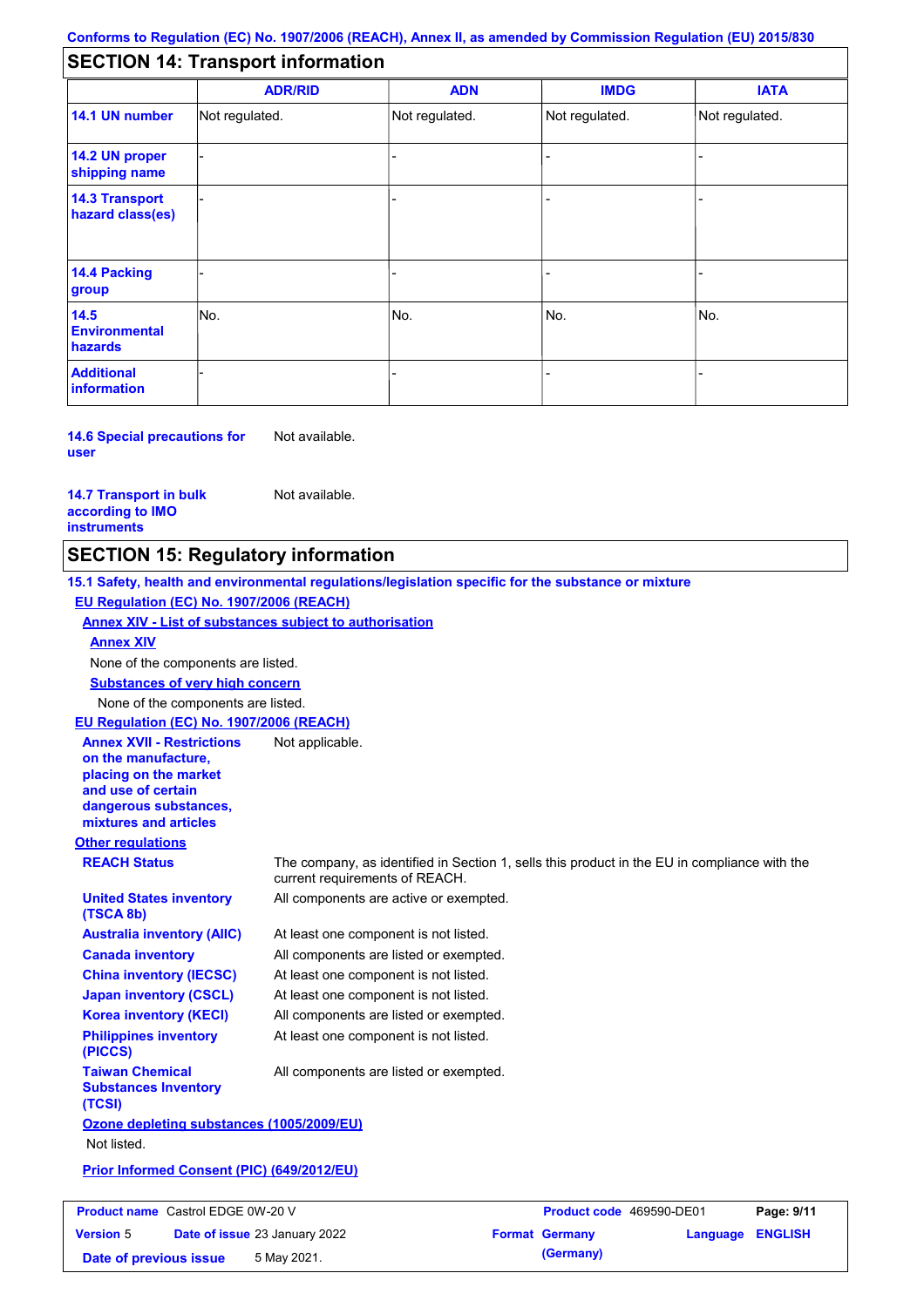Conforms to Regulation (EC) No. 1907/2006 (REACH), Annex II, as amended by Commission Regulation (EU) 2015/830

## SECTION 14: Transport information

| | ADR/RID | ADN | IMDG | IATA |
|---|---|---|---|---|
| **14.1 UN number** | Not regulated. | Not regulated. | Not regulated. | Not regulated. |
| **14.2 UN proper shipping name** | - | - | - | - |
| **14.3 Transport hazard class(es)** | - | - | - | - |
| **14.4 Packing group** | - | - | - | - |
| **14.5 Environmental hazards** | No. | No. | No. | No. |
| **Additional information** | - | - | - | - |

**14.6 Special precautions for user** Not available.

**14.7 Transport in bulk according to IMO instruments** Not available.

## SECTION 15: Regulatory information

**15.1 Safety, health and environmental regulations/legislation specific for the substance or mixture**

**EU Regulation (EC) No. 1907/2006 (REACH)**

**Annex XIV - List of substances subject to authorisation**

**Annex XIV**

None of the components are listed.

**Substances of very high concern**

None of the components are listed.

**EU Regulation (EC) No. 1907/2006 (REACH)**

**Annex XVII - Restrictions on the manufacture, placing on the market and use of certain dangerous substances, mixtures and articles** Not applicable.

**Other regulations**

**REACH Status** The company, as identified in Section 1, sells this product in the EU in compliance with the current requirements of REACH.

**United States inventory (TSCA 8b)** All components are active or exempted.

**Australia inventory (AIIC)** At least one component is not listed.

**Canada inventory** All components are listed or exempted.

**China inventory (IECSC)** At least one component is not listed.

**Japan inventory (CSCL)** At least one component is not listed.

**Korea inventory (KECI)** All components are listed or exempted.

**Philippines inventory (PICCS)** At least one component is not listed.

**Taiwan Chemical Substances Inventory (TCSI)** All components are listed or exempted.

**Ozone depleting substances (1005/2009/EU)**

Not listed.

**Prior Informed Consent (PIC) (649/2012/EU)**

| | | | |
|---|---|---|---|
| **Product name** Castrol EDGE 0W-20 V | | **Product code** 469590-DE01 | **Page:** 9/11 |
| **Version** 5 | **Date of issue** 23 January 2022 | **Format** Germany (Germany) | **Language** ENGLISH |
| **Date of previous issue** 5 May 2021. | | | |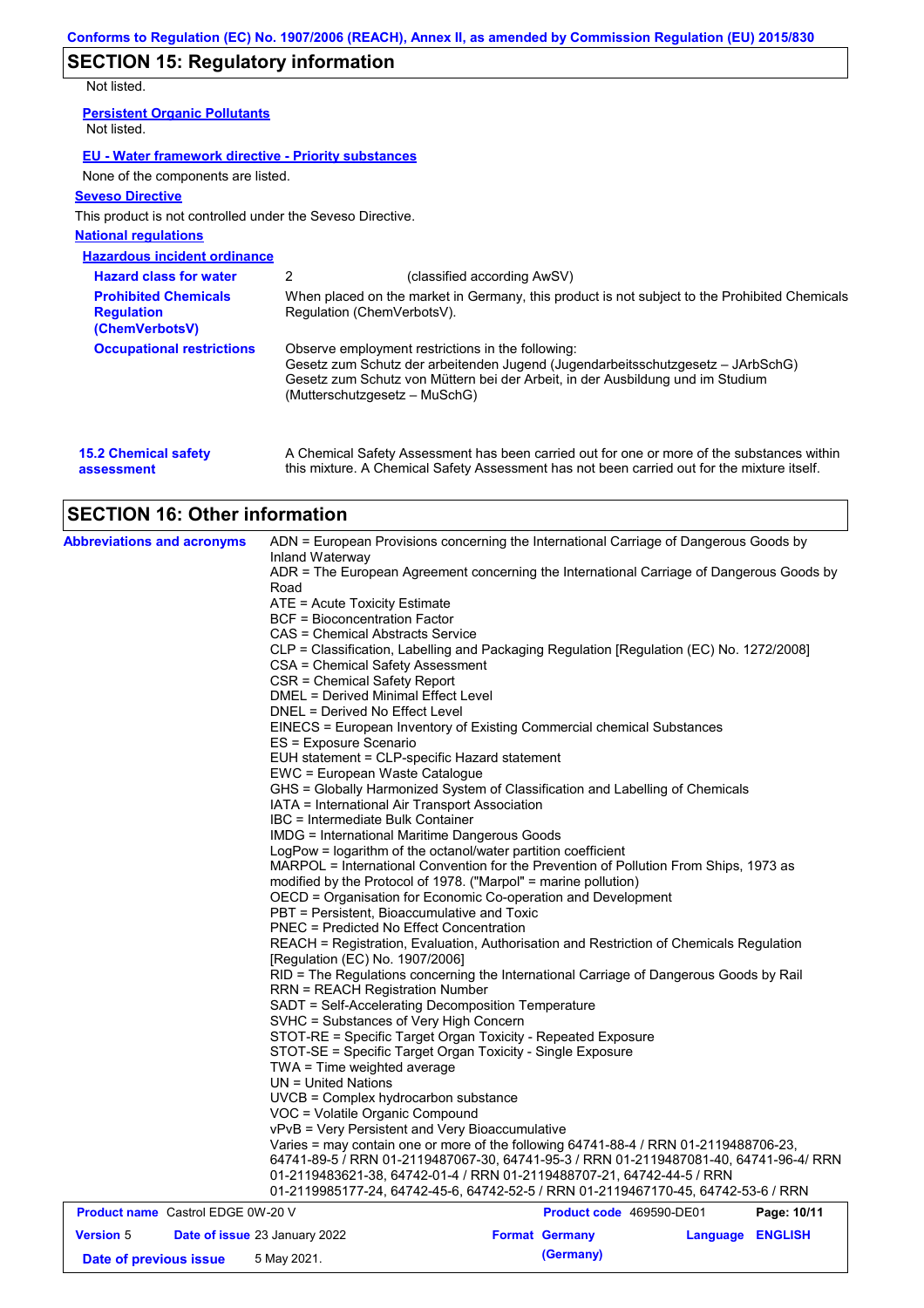## SECTION 15: Regulatory information

Not listed.

**Persistent Organic Pollutants**

Not listed.

**EU - Water framework directive - Priority substances**

None of the components are listed.

**Seveso Directive**

This product is not controlled under the Seveso Directive.

**National regulations**

**Hazardous incident ordinance**

| | |
|---|---|
| **Hazard class for water** | 2 (classified according AwSV) |
| **Prohibited Chemicals Regulation (ChemVerbotsV)** | When placed on the market in Germany, this product is not subject to the Prohibited Chemicals Regulation (ChemVerbotsV). |
| **Occupational restrictions** | Observe employment restrictions in the following: Gesetz zum Schutz der arbeitenden Jugend (Jugendarbeitsschutzgesetz – JArbSchG) Gesetz zum Schutz von Müttern bei der Arbeit, in der Ausbildung und im Studium (Mutterschutzgesetz – MuSchG) |

**15.2 Chemical safety assessment**

A Chemical Safety Assessment has been carried out for one or more of the substances within this mixture. A Chemical Safety Assessment has not been carried out for the mixture itself.

## SECTION 16: Other information

**Abbreviations and acronyms**

ADN = European Provisions concerning the International Carriage of Dangerous Goods by Inland Waterway
ADR = The European Agreement concerning the International Carriage of Dangerous Goods by Road
ATE = Acute Toxicity Estimate
BCF = Bioconcentration Factor
CAS = Chemical Abstracts Service
CLP = Classification, Labelling and Packaging Regulation [Regulation (EC) No. 1272/2008]
CSA = Chemical Safety Assessment
CSR = Chemical Safety Report
DMEL = Derived Minimal Effect Level
DNEL = Derived No Effect Level
EINECS = European Inventory of Existing Commercial chemical Substances
ES = Exposure Scenario
EUH statement = CLP-specific Hazard statement
EWC = European Waste Catalogue
GHS = Globally Harmonized System of Classification and Labelling of Chemicals
IATA = International Air Transport Association
IBC = Intermediate Bulk Container
IMDG = International Maritime Dangerous Goods
LogPow = logarithm of the octanol/water partition coefficient
MARPOL = International Convention for the Prevention of Pollution From Ships, 1973 as modified by the Protocol of 1978. ("Marpol" = marine pollution)
OECD = Organisation for Economic Co-operation and Development
PBT = Persistent, Bioaccumulative and Toxic
PNEC = Predicted No Effect Concentration
REACH = Registration, Evaluation, Authorisation and Restriction of Chemicals Regulation [Regulation (EC) No. 1907/2006]
RID = The Regulations concerning the International Carriage of Dangerous Goods by Rail
RRN = REACH Registration Number
SADT = Self-Accelerating Decomposition Temperature
SVHC = Substances of Very High Concern
STOT-RE = Specific Target Organ Toxicity - Repeated Exposure
STOT-SE = Specific Target Organ Toxicity - Single Exposure
TWA = Time weighted average
UN = United Nations
UVCB = Complex hydrocarbon substance
VOC = Volatile Organic Compound
vPvB = Very Persistent and Very Bioaccumulative
Varies = may contain one or more of the following 64741-88-4 / RRN 01-2119488706-23, 64741-89-5 / RRN 01-2119487067-30, 64741-95-3 / RRN 01-2119487081-40, 64741-96-4/ RRN 01-2119483621-38, 64742-01-4 / RRN 01-2119488707-21, 64742-44-5 / RRN 01-2119985177-24, 64742-45-6, 64742-52-5 / RRN 01-2119467170-45, 64742-53-6 / RRN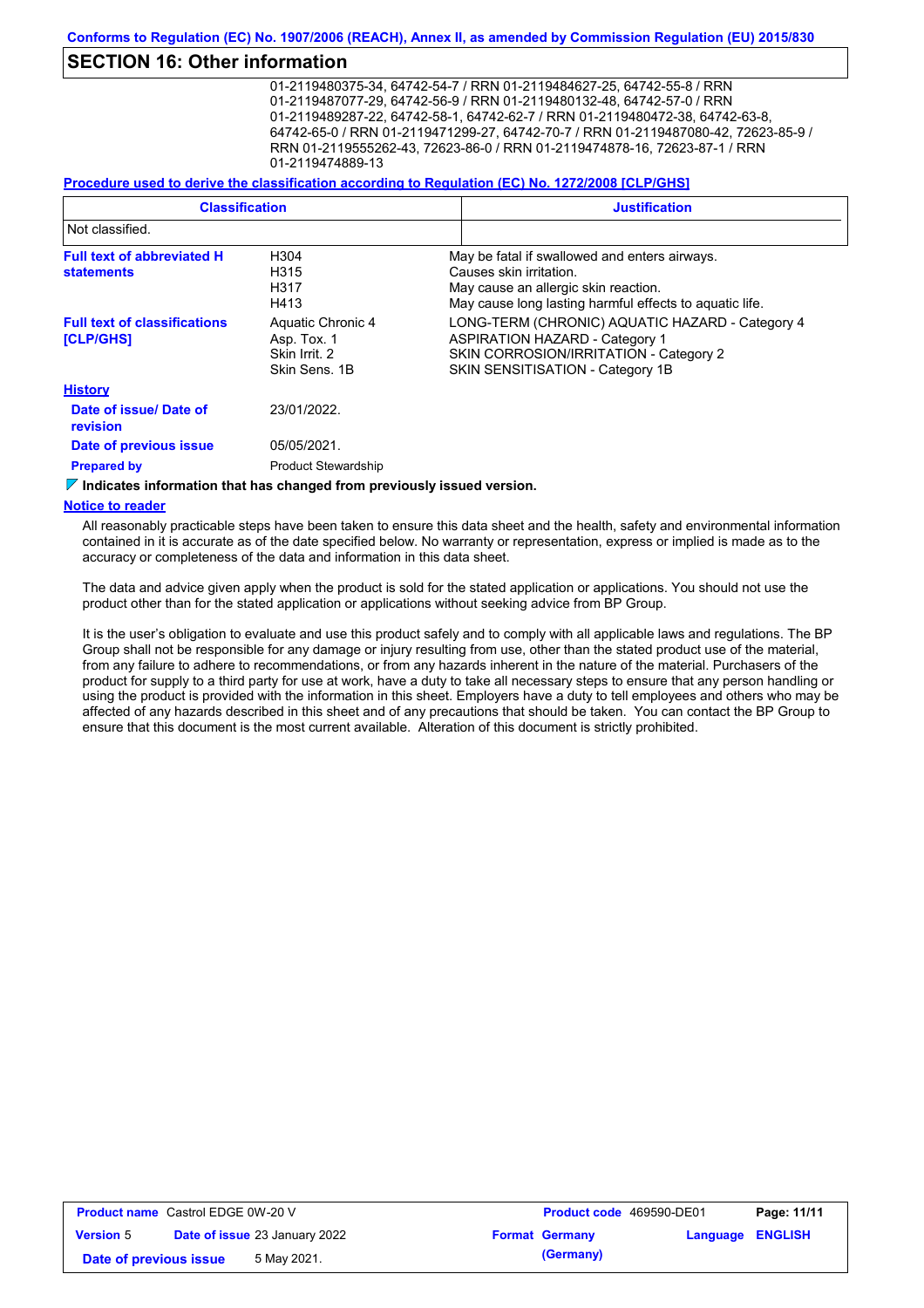## SECTION 16: Other information

01-2119480375-34, 64742-54-7 / RRN 01-2119484627-25, 64742-55-8 / RRN 01-2119487077-29, 64742-56-9 / RRN 01-2119480132-48, 64742-57-0 / RRN 01-2119489287-22, 64742-58-1, 64742-62-7 / RRN 01-2119480472-38, 64742-63-8, 64742-65-0 / RRN 01-2119471299-27, 64742-70-7 / RRN 01-2119487080-42, 72623-85-9 / RRN 01-2119555262-43, 72623-86-0 / RRN 01-2119474878-16, 72623-87-1 / RRN 01-2119474889-13

**Procedure used to derive the classification according to Regulation (EC) No. 1272/2008 [CLP/GHS]**

| Classification | Justification |
|---|---|
| Not classified. | |

**Full text of abbreviated H statements**

| | |
|---|---|
| H304 | May be fatal if swallowed and enters airways. |
| H315 | Causes skin irritation. |
| H317 | May cause an allergic skin reaction. |
| H413 | May cause long lasting harmful effects to aquatic life. |

**Full text of classifications [CLP/GHS]**

| | |
|---|---|
| Aquatic Chronic 4 | LONG-TERM (CHRONIC) AQUATIC HAZARD - Category 4 |
| Asp. Tox. 1 | ASPIRATION HAZARD - Category 1 |
| Skin Irrit. 2 | SKIN CORROSION/IRRITATION - Category 2 |
| Skin Sens. 1B | SKIN SENSITISATION - Category 1B |

**History**

**Date of issue/ Date of revision** 23/01/2022.

**Date of previous issue** 05/05/2021.

**Prepared by** Product Stewardship

**Indicates information that has changed from previously issued version.**

**Notice to reader**

All reasonably practicable steps have been taken to ensure this data sheet and the health, safety and environmental information contained in it is accurate as of the date specified below. No warranty or representation, express or implied is made as to the accuracy or completeness of the data and information in this data sheet.

The data and advice given apply when the product is sold for the stated application or applications. You should not use the product other than for the stated application or applications without seeking advice from BP Group.

It is the user's obligation to evaluate and use this product safely and to comply with all applicable laws and regulations. The BP Group shall not be responsible for any damage or injury resulting from use, other than the stated product use of the material, from any failure to adhere to recommendations, or from any hazards inherent in the nature of the material. Purchasers of the product for supply to a third party for use at work, have a duty to take all necessary steps to ensure that any person handling or using the product is provided with the information in this sheet. Employers have a duty to tell employees and others who may be affected of any hazards described in this sheet and of any precautions that should be taken. You can contact the BP Group to ensure that this document is the most current available. Alteration of this document is strictly prohibited.